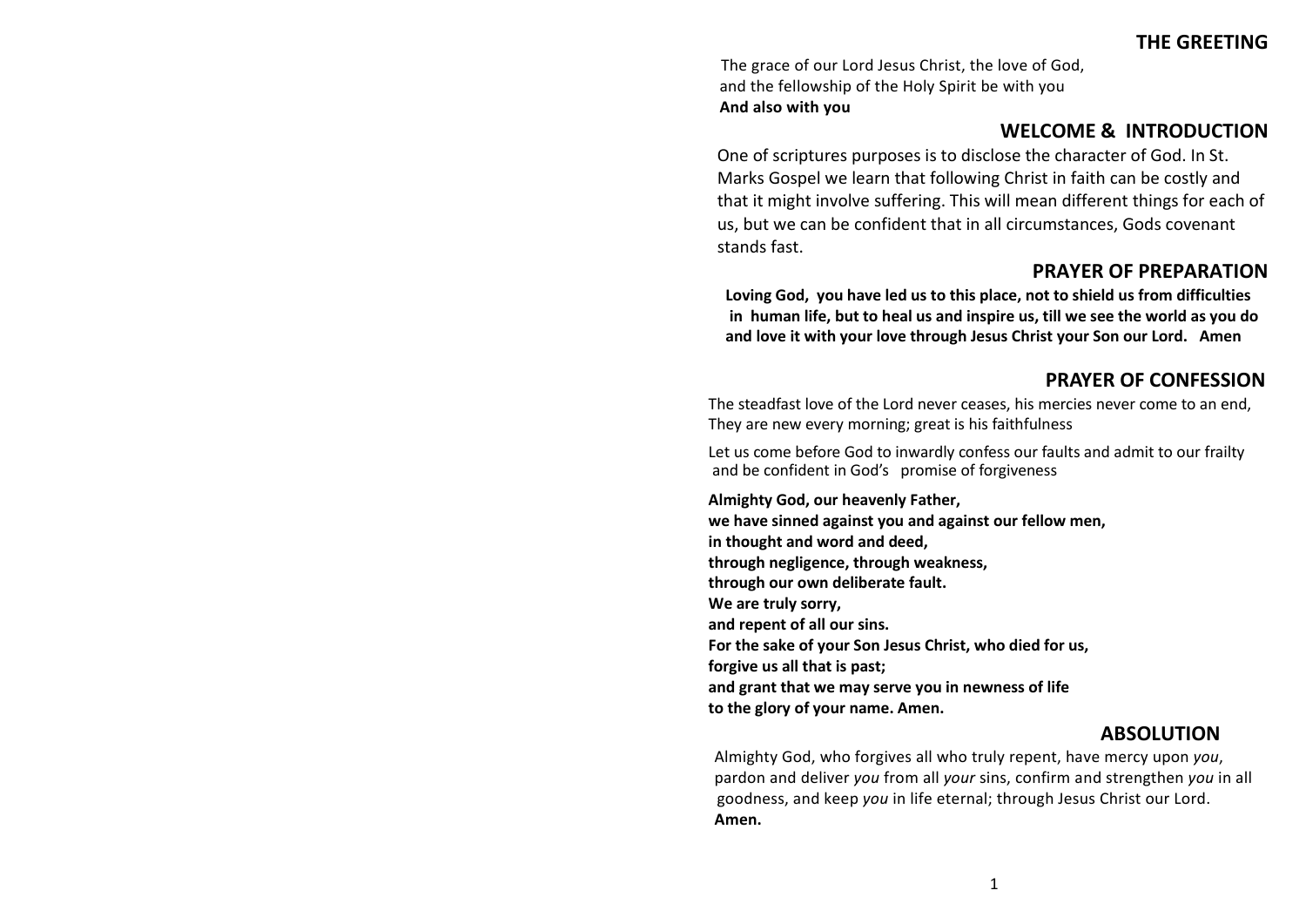## THE GREETING

The grace of our Lord Jesus Christ, the love of God,
and the fellowship of the Holy Spirit be with you
**And also with you**

## WELCOME & INTRODUCTION

One of scriptures purposes is to disclose the character of God. In St. Marks Gospel we learn that following Christ in faith can be costly and that it might involve suffering. This will mean different things for each of us, but we can be confident that in all circumstances, Gods covenant stands fast.

## PRAYER OF PREPARATION

**Loving God, you have led us to this place, not to shield us from difficulties in human life, but to heal us and inspire us, till we see the world as you do and love it with your love through Jesus Christ your Son our Lord. Amen**

## PRAYER OF CONFESSION

The steadfast love of the Lord never ceases, his mercies never come to an end,
They are new every morning; great is his faithfulness

Let us come before God to inwardly confess our faults and admit to our frailty and be confident in God's promise of forgiveness

**Almighty God, our heavenly Father,**
**we have sinned against you and against our fellow men,**
**in thought and word and deed,**
**through negligence, through weakness,**
**through our own deliberate fault.**
**We are truly sorry,**
**and repent of all our sins.**
**For the sake of your Son Jesus Christ, who died for us,**
**forgive us all that is past;**
**and grant that we may serve you in newness of life**
**to the glory of your name. Amen.**

## ABSOLUTION

Almighty God, who forgives all who truly repent, have mercy upon *you*, pardon and deliver *you* from all *your* sins, confirm and strengthen *you* in all goodness, and keep *you* in life eternal; through Jesus Christ our Lord.
**Amen.**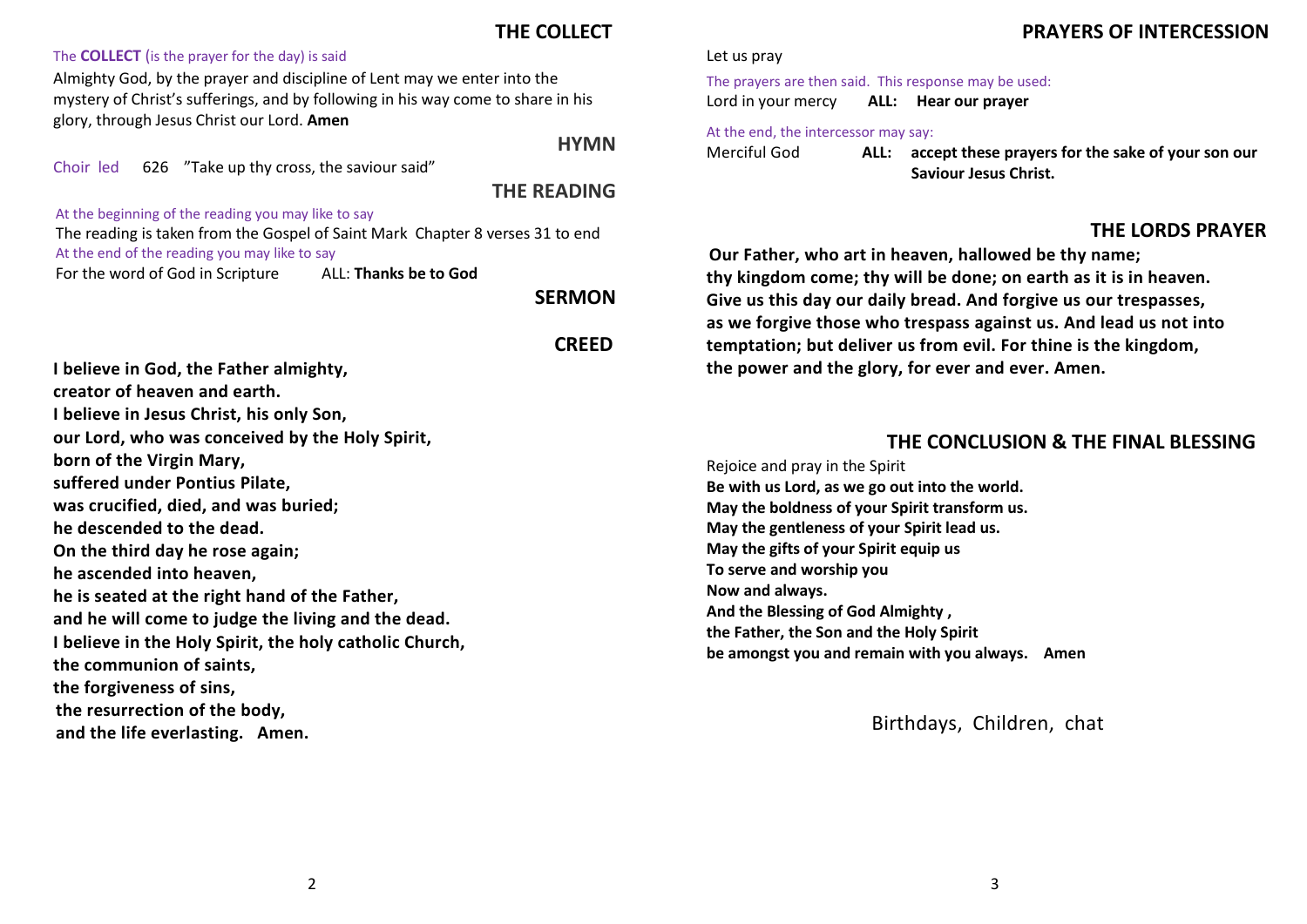## THE COLLECT

The **COLLECT** (is the prayer for the day) is said

Almighty God, by the prayer and discipline of Lent may we enter into the mystery of Christ's sufferings, and by following in his way come to share in his glory, through Jesus Christ our Lord. **Amen**

## HYMN

Choir led 626 "Take up thy cross, the saviour said"

## THE READING

At the beginning of the reading you may like to say

The reading is taken from the Gospel of Saint Mark Chapter 8 verses 31 to end

At the end of the reading you may like to say

For the word of God in Scripture ALL: **Thanks be to God**

## SERMON

## CREED

**I believe in God, the Father almighty,**
**creator of heaven and earth.**
**I believe in Jesus Christ, his only Son,**
**our Lord, who was conceived by the Holy Spirit,**
**born of the Virgin Mary,**
**suffered under Pontius Pilate,**
**was crucified, died, and was buried;**
**he descended to the dead.**
**On the third day he rose again;**
**he ascended into heaven,**
**he is seated at the right hand of the Father,**
**and he will come to judge the living and the dead.**
**I believe in the Holy Spirit, the holy catholic Church,**
**the communion of saints,**
**the forgiveness of sins,**
**the resurrection of the body,**
**and the life everlasting. Amen.**

## PRAYERS OF INTERCESSION

Let us pray

The prayers are then said. This response may be used:

Lord in your mercy **ALL: Hear our prayer**

At the end, the intercessor may say:

Merciful God **ALL: accept these prayers for the sake of your son our Saviour Jesus Christ.**

## THE LORDS PRAYER

**Our Father, who art in heaven, hallowed be thy name; thy kingdom come; thy will be done; on earth as it is in heaven. Give us this day our daily bread. And forgive us our trespasses, as we forgive those who trespass against us. And lead us not into temptation; but deliver us from evil. For thine is the kingdom, the power and the glory, for ever and ever. Amen.**

## THE CONCLUSION & THE FINAL BLESSING

Rejoice and pray in the Spirit
**Be with us Lord, as we go out into the world.**
**May the boldness of your Spirit transform us.**
**May the gentleness of your Spirit lead us.**
**May the gifts of your Spirit equip us**
**To serve and worship you**
**Now and always.**
**And the Blessing of God Almighty ,**
**the Father, the Son and the Holy Spirit**
**be amongst you and remain with you always. Amen**

Birthdays, Children, chat